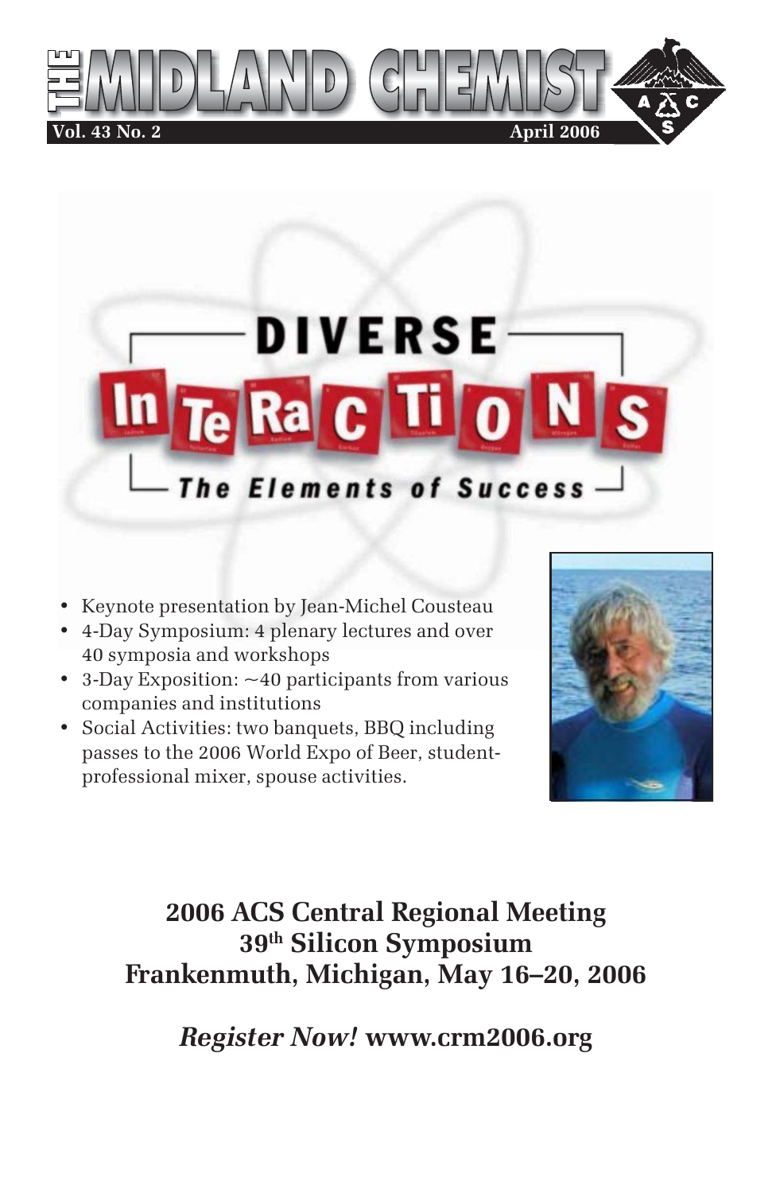# THE MIDLAND CHEMIST

**Vol. 43 No. 2** **April 2006**

## DIVERSE InTeRaCTiONS

### *The Elements of Success*

- Keynote presentation by Jean-Michel Cousteau
- 4-Day Symposium: 4 plenary lectures and over 40 symposia and workshops
- 3-Day Exposition: ~40 participants from various companies and institutions
- Social Activities: two banquets, BBQ including passes to the 2006 World Expo of Beer, student-professional mixer, spouse activities.

## 2006 ACS Central Regional Meeting
## 39th Silicon Symposium
## Frankenmuth, Michigan, May 16–20, 2006

### *Register Now!* www.crm2006.org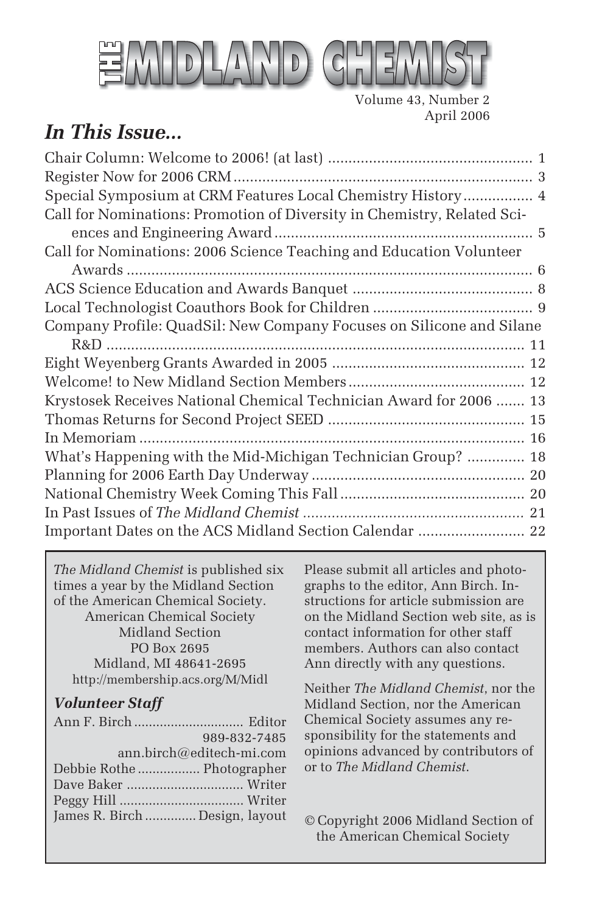# THE MIDLAND CHEMIST

Volume 43, Number 2
April 2006

## *In This Issue...*

| | |
|---|---|
| Chair Column: Welcome to 2006! (at last) | 1 |
| Register Now for 2006 CRM | 3 |
| Special Symposium at CRM Features Local Chemistry History | 4 |
| Call for Nominations: Promotion of Diversity in Chemistry, Related Sciences and Engineering Award | 5 |
| Call for Nominations: 2006 Science Teaching and Education Volunteer Awards | 6 |
| ACS Science Education and Awards Banquet | 8 |
| Local Technologist Coauthors Book for Children | 9 |
| Company Profile: QuadSil: New Company Focuses on Silicone and Silane R&D | 11 |
| Eight Weyenberg Grants Awarded in 2005 | 12 |
| Welcome! to New Midland Section Members | 12 |
| Krystosek Receives National Chemical Technician Award for 2006 | 13 |
| Thomas Returns for Second Project SEED | 15 |
| In Memoriam | 16 |
| What's Happening with the Mid-Michigan Technician Group? | 18 |
| Planning for 2006 Earth Day Underway | 20 |
| National Chemistry Week Coming This Fall | 20 |
| In Past Issues of *The Midland Chemist* | 21 |
| Important Dates on the ACS Midland Section Calendar | 22 |

*The Midland Chemist* is published six times a year by the Midland Section of the American Chemical Society.

American Chemical Society
Midland Section
PO Box 2695
Midland, MI 48641-2695
http://membership.acs.org/M/Midl

### *Volunteer Staff*

Ann F. Birch ............ Editor
989-832-7485
ann.birch@editech-mi.com
Debbie Rothe ............ Photographer
Dave Baker ............ Writer
Peggy Hill ............ Writer
James R. Birch ............ Design, layout

Please submit all articles and photographs to the editor, Ann Birch. Instructions for article submission are on the Midland Section web site, as is contact information for other staff members. Authors can also contact Ann directly with any questions.

Neither *The Midland Chemist*, nor the Midland Section, nor the American Chemical Society assumes any responsibility for the statements and opinions advanced by contributors of or to *The Midland Chemist*.

© Copyright 2006 Midland Section of the American Chemical Society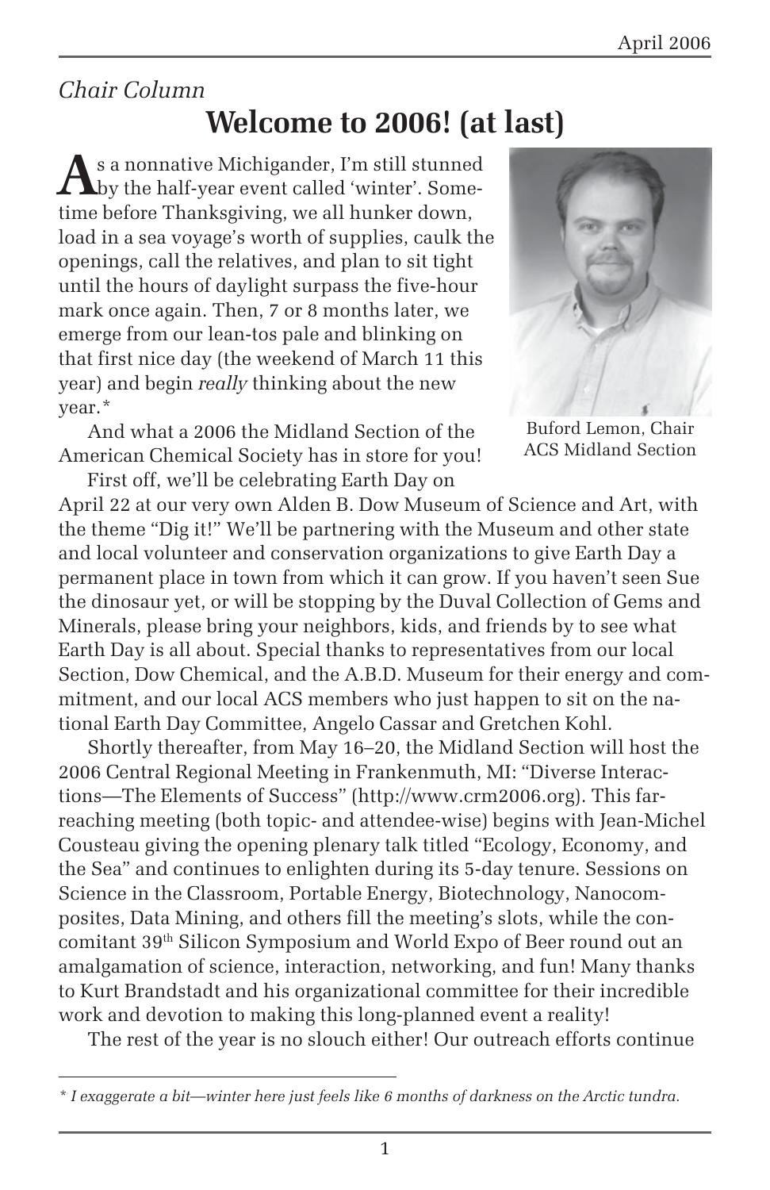*Chair Column*

# Welcome to 2006! (at last)

As a nonnative Michigander, I'm still stunned by the half-year event called 'winter'. Sometime before Thanksgiving, we all hunker down, load in a sea voyage's worth of supplies, caulk the openings, call the relatives, and plan to sit tight until the hours of daylight surpass the five-hour mark once again. Then, 7 or 8 months later, we emerge from our lean-tos pale and blinking on that first nice day (the weekend of March 11 this year) and begin *really* thinking about the new year.*

Buford Lemon, Chair
ACS Midland Section

And what a 2006 the Midland Section of the American Chemical Society has in store for you!

First off, we'll be celebrating Earth Day on April 22 at our very own Alden B. Dow Museum of Science and Art, with the theme "Dig it!" We'll be partnering with the Museum and other state and local volunteer and conservation organizations to give Earth Day a permanent place in town from which it can grow. If you haven't seen Sue the dinosaur yet, or will be stopping by the Duval Collection of Gems and Minerals, please bring your neighbors, kids, and friends by to see what Earth Day is all about. Special thanks to representatives from our local Section, Dow Chemical, and the A.B.D. Museum for their energy and commitment, and our local ACS members who just happen to sit on the national Earth Day Committee, Angelo Cassar and Gretchen Kohl.

Shortly thereafter, from May 16–20, the Midland Section will host the 2006 Central Regional Meeting in Frankenmuth, MI: "Diverse Interactions—The Elements of Success" (http://www.crm2006.org). This far-reaching meeting (both topic- and attendee-wise) begins with Jean-Michel Cousteau giving the opening plenary talk titled "Ecology, Economy, and the Sea" and continues to enlighten during its 5-day tenure. Sessions on Science in the Classroom, Portable Energy, Biotechnology, Nanocomposites, Data Mining, and others fill the meeting's slots, while the concomitant 39th Silicon Symposium and World Expo of Beer round out an amalgamation of science, interaction, networking, and fun! Many thanks to Kurt Brandstadt and his organizational committee for their incredible work and devotion to making this long-planned event a reality!

The rest of the year is no slouch either! Our outreach efforts continue

---

*\* I exaggerate a bit—winter here just feels like 6 months of darkness on the Arctic tundra.*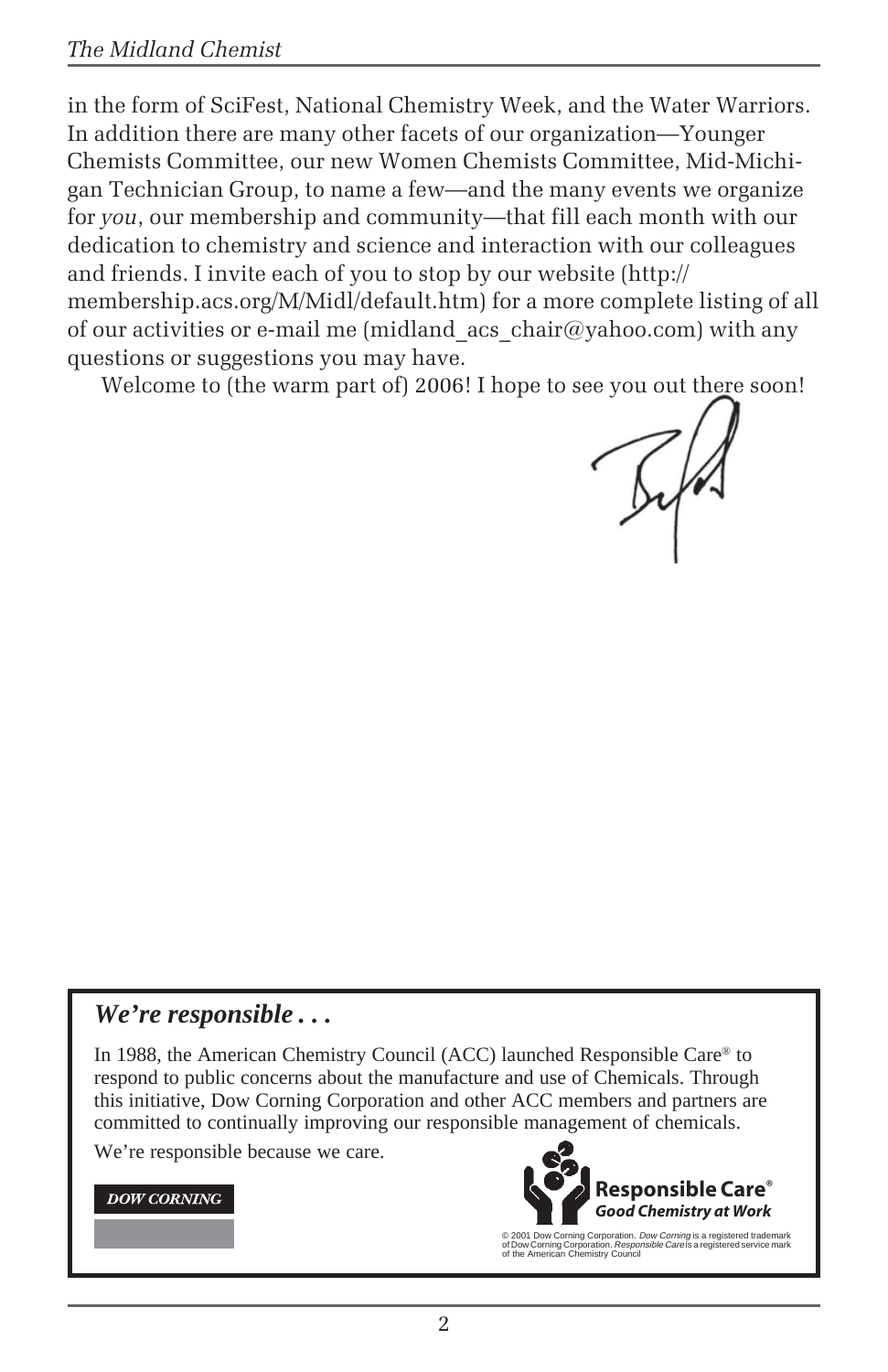in the form of SciFest, National Chemistry Week, and the Water Warriors. In addition there are many other facets of our organization—Younger Chemists Committee, our new Women Chemists Committee, Mid-Michigan Technician Group, to name a few—and the many events we organize for *you*, our membership and community—that fill each month with our dedication to chemistry and science and interaction with our colleagues and friends. I invite each of you to stop by our website (http://membership.acs.org/M/Midl/default.htm) for a more complete listing of all of our activities or e-mail me (midland_acs_chair@yahoo.com) with any questions or suggestions you may have.

Welcome to (the warm part of) 2006! I hope to see you out there soon!

---

## *We're responsible . . .*

In 1988, the American Chemistry Council (ACC) launched Responsible Care® to respond to public concerns about the manufacture and use of Chemicals. Through this initiative, Dow Corning Corporation and other ACC members and partners are committed to continually improving our responsible management of chemicals.

We're responsible because we care.

**DOW CORNING**

**Responsible Care®**
***Good Chemistry at Work***

© 2001 Dow Corning Corporation. *Dow Corning* is a registered trademark of Dow Corning Corporation. *Responsible Care* is a registered service mark of the American Chemistry Council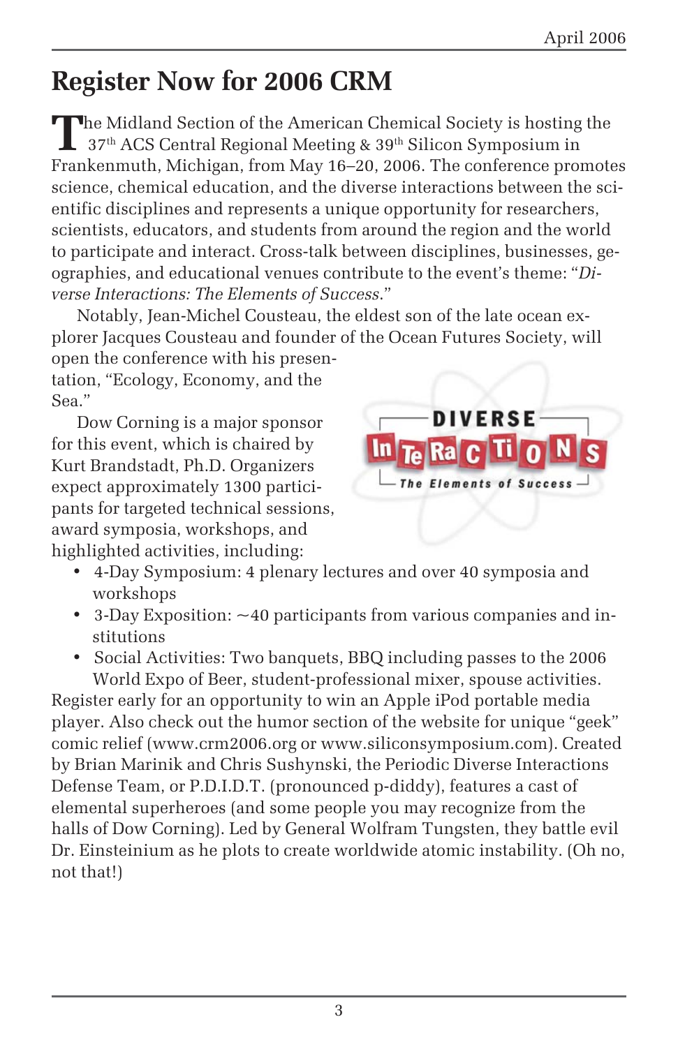# Register Now for 2006 CRM

The Midland Section of the American Chemical Society is hosting the 37th ACS Central Regional Meeting & 39th Silicon Symposium in Frankenmuth, Michigan, from May 16–20, 2006. The conference promotes science, chemical education, and the diverse interactions between the scientific disciplines and represents a unique opportunity for researchers, scientists, educators, and students from around the region and the world to participate and interact. Cross-talk between disciplines, businesses, geographies, and educational venues contribute to the event's theme: "*Diverse Interactions: The Elements of Success*."

Notably, Jean-Michel Cousteau, the eldest son of the late ocean explorer Jacques Cousteau and founder of the Ocean Futures Society, will open the conference with his presentation, "Ecology, Economy, and the Sea."

Dow Corning is a major sponsor for this event, which is chaired by Kurt Brandstadt, Ph.D. Organizers expect approximately 1300 participants for targeted technical sessions, award symposia, workshops, and highlighted activities, including:

- 4-Day Symposium: 4 plenary lectures and over 40 symposia and workshops
- 3-Day Exposition: ~40 participants from various companies and institutions
- Social Activities: Two banquets, BBQ including passes to the 2006 World Expo of Beer, student-professional mixer, spouse activities.

Register early for an opportunity to win an Apple iPod portable media player. Also check out the humor section of the website for unique "geek" comic relief (www.crm2006.org or www.siliconsymposium.com). Created by Brian Marinik and Chris Sushynski, the Periodic Diverse Interactions Defense Team, or P.D.I.D.T. (pronounced p-diddy), features a cast of elemental superheroes (and some people you may recognize from the halls of Dow Corning). Led by General Wolfram Tungsten, they battle evil Dr. Einsteinium as he plots to create worldwide atomic instability. (Oh no, not that!)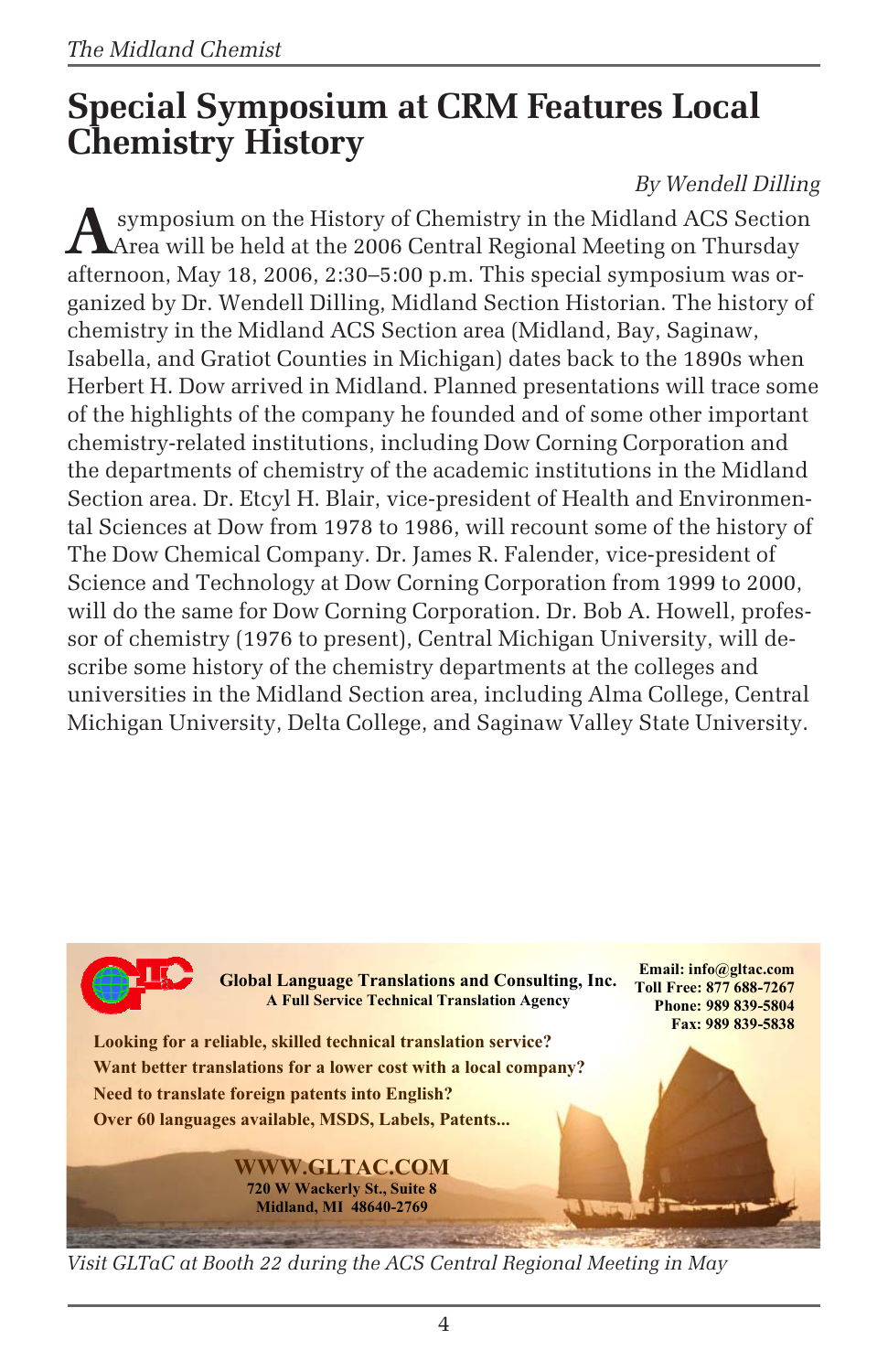# Special Symposium at CRM Features Local Chemistry History

*By Wendell Dilling*

A symposium on the History of Chemistry in the Midland ACS Section Area will be held at the 2006 Central Regional Meeting on Thursday afternoon, May 18, 2006, 2:30–5:00 p.m. This special symposium was organized by Dr. Wendell Dilling, Midland Section Historian. The history of chemistry in the Midland ACS Section area (Midland, Bay, Saginaw, Isabella, and Gratiot Counties in Michigan) dates back to the 1890s when Herbert H. Dow arrived in Midland. Planned presentations will trace some of the highlights of the company he founded and of some other important chemistry-related institutions, including Dow Corning Corporation and the departments of chemistry of the academic institutions in the Midland Section area. Dr. Etcyl H. Blair, vice-president of Health and Environmental Sciences at Dow from 1978 to 1986, will recount some of the history of The Dow Chemical Company. Dr. James R. Falender, vice-president of Science and Technology at Dow Corning Corporation from 1999 to 2000, will do the same for Dow Corning Corporation. Dr. Bob A. Howell, professor of chemistry (1976 to present), Central Michigan University, will describe some history of the chemistry departments at the colleges and universities in the Midland Section area, including Alma College, Central Michigan University, Delta College, and Saginaw Valley State University.

**Global Language Translations and Consulting, Inc.**
**A Full Service Technical Translation Agency**

**Email: info@gltac.com**
**Toll Free: 877 688-7267**
**Phone: 989 839-5804**
**Fax: 989 839-5838**

**Looking for a reliable, skilled technical translation service?**
**Want better translations for a lower cost with a local company?**
**Need to translate foreign patents into English?**
**Over 60 languages available, MSDS, Labels, Patents...**

**WWW.GLTAC.COM**
**720 W Wackerly St., Suite 8**
**Midland, MI 48640-2769**

*Visit GLTaC at Booth 22 during the ACS Central Regional Meeting in May*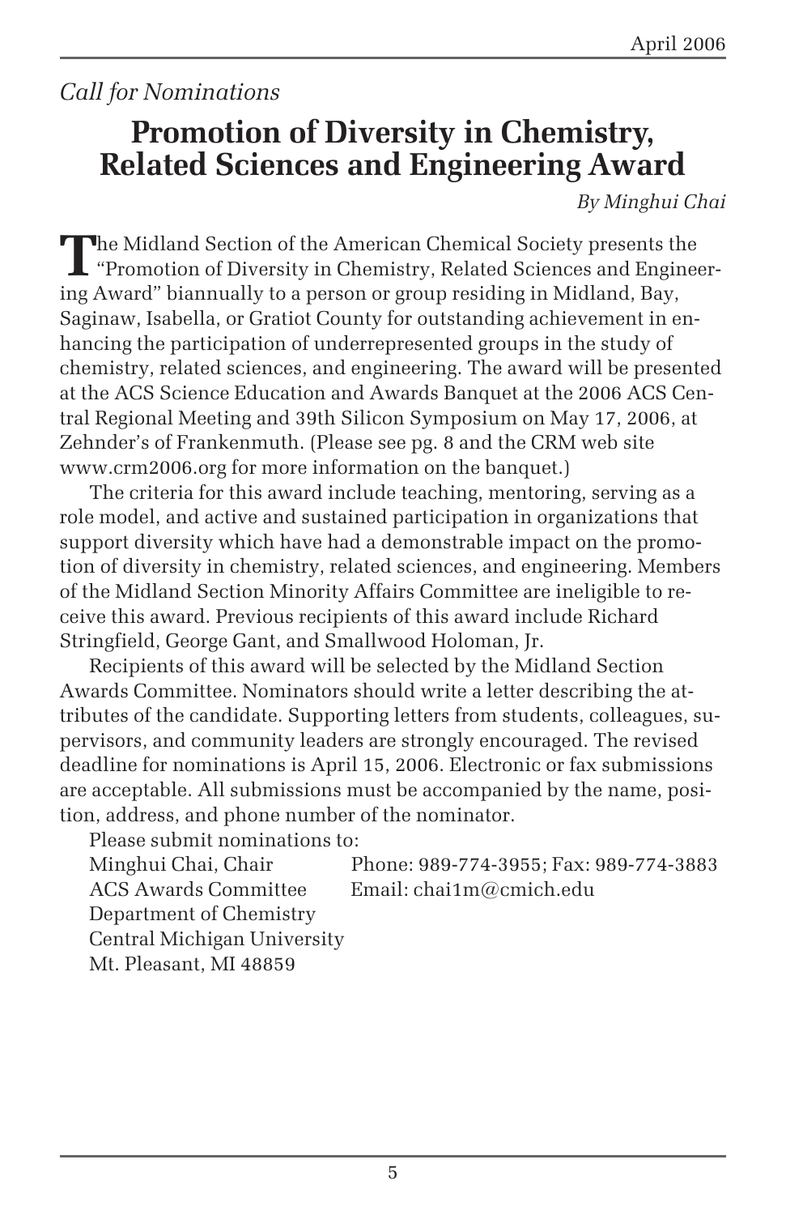*Call for Nominations*

# Promotion of Diversity in Chemistry, Related Sciences and Engineering Award

*By Minghui Chai*

The Midland Section of the American Chemical Society presents the "Promotion of Diversity in Chemistry, Related Sciences and Engineering Award" biannually to a person or group residing in Midland, Bay, Saginaw, Isabella, or Gratiot County for outstanding achievement in enhancing the participation of underrepresented groups in the study of chemistry, related sciences, and engineering. The award will be presented at the ACS Science Education and Awards Banquet at the 2006 ACS Central Regional Meeting and 39th Silicon Symposium on May 17, 2006, at Zehnder's of Frankenmuth. (Please see pg. 8 and the CRM web site www.crm2006.org for more information on the banquet.)

The criteria for this award include teaching, mentoring, serving as a role model, and active and sustained participation in organizations that support diversity which have had a demonstrable impact on the promotion of diversity in chemistry, related sciences, and engineering. Members of the Midland Section Minority Affairs Committee are ineligible to receive this award. Previous recipients of this award include Richard Stringfield, George Gant, and Smallwood Holoman, Jr.

Recipients of this award will be selected by the Midland Section Awards Committee. Nominators should write a letter describing the attributes of the candidate. Supporting letters from students, colleagues, supervisors, and community leaders are strongly encouraged. The revised deadline for nominations is April 15, 2006. Electronic or fax submissions are acceptable. All submissions must be accompanied by the name, position, address, and phone number of the nominator.

Please submit nominations to:

Minghui Chai, Chair  
ACS Awards Committee  
Department of Chemistry  
Central Michigan University  
Mt. Pleasant, MI 48859

Phone: 989-774-3955; Fax: 989-774-3883  
Email: chai1m@cmich.edu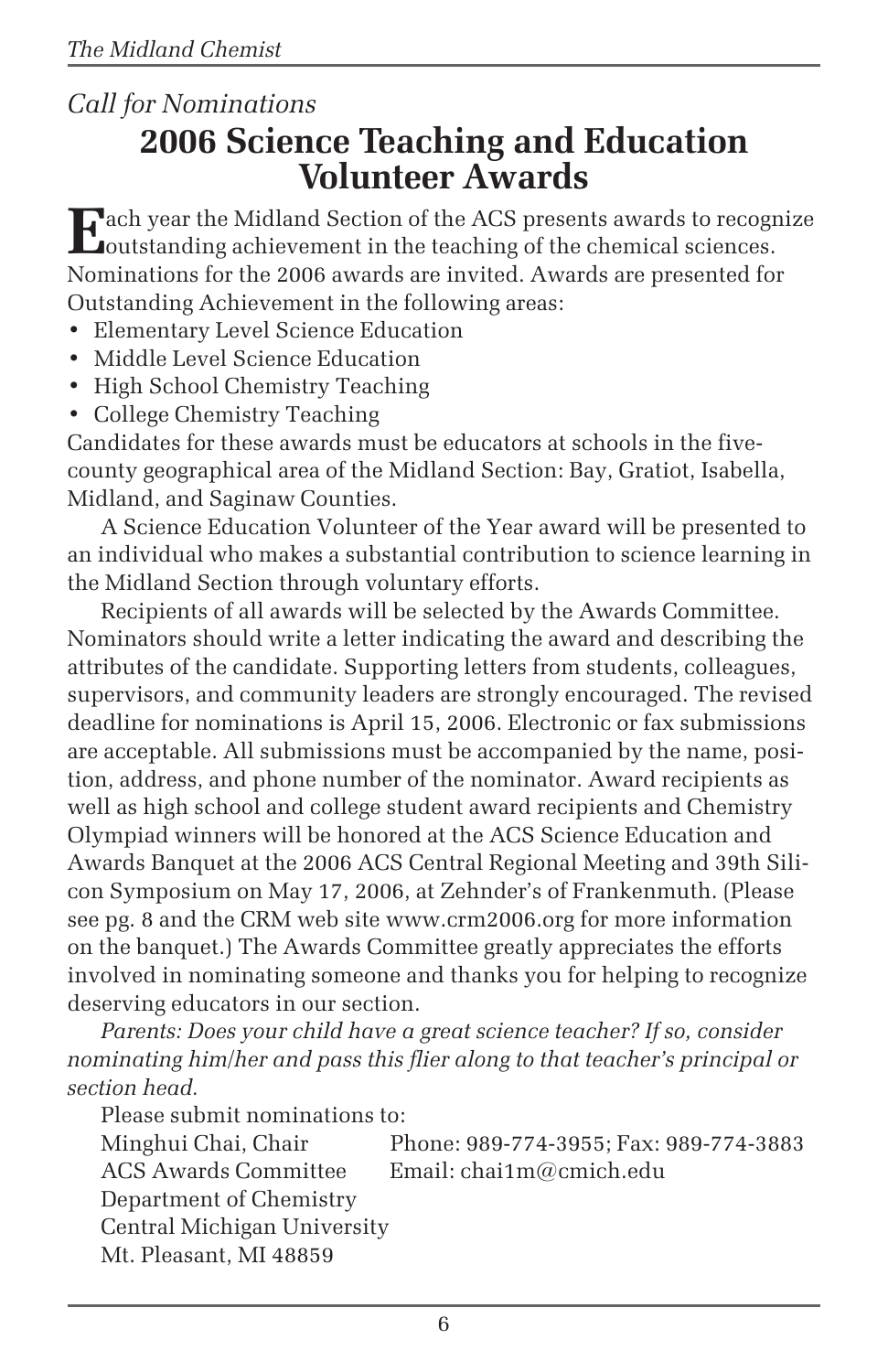*Call for Nominations*

# 2006 Science Teaching and Education Volunteer Awards

Each year the Midland Section of the ACS presents awards to recognize outstanding achievement in the teaching of the chemical sciences. Nominations for the 2006 awards are invited. Awards are presented for Outstanding Achievement in the following areas:

- Elementary Level Science Education
- Middle Level Science Education
- High School Chemistry Teaching
- College Chemistry Teaching

Candidates for these awards must be educators at schools in the five-county geographical area of the Midland Section: Bay, Gratiot, Isabella, Midland, and Saginaw Counties.

A Science Education Volunteer of the Year award will be presented to an individual who makes a substantial contribution to science learning in the Midland Section through voluntary efforts.

Recipients of all awards will be selected by the Awards Committee. Nominators should write a letter indicating the award and describing the attributes of the candidate. Supporting letters from students, colleagues, supervisors, and community leaders are strongly encouraged. The revised deadline for nominations is April 15, 2006. Electronic or fax submissions are acceptable. All submissions must be accompanied by the name, position, address, and phone number of the nominator. Award recipients as well as high school and college student award recipients and Chemistry Olympiad winners will be honored at the ACS Science Education and Awards Banquet at the 2006 ACS Central Regional Meeting and 39th Silicon Symposium on May 17, 2006, at Zehnder's of Frankenmuth. (Please see pg. 8 and the CRM web site www.crm2006.org for more information on the banquet.) The Awards Committee greatly appreciates the efforts involved in nominating someone and thanks you for helping to recognize deserving educators in our section.

*Parents: Does your child have a great science teacher? If so, consider nominating him/her and pass this flier along to that teacher's principal or section head.*

Please submit nominations to:

Minghui Chai, Chair
ACS Awards Committee
Department of Chemistry
Central Michigan University
Mt. Pleasant, MI 48859

Phone: 989-774-3955; Fax: 989-774-3883
Email: chai1m@cmich.edu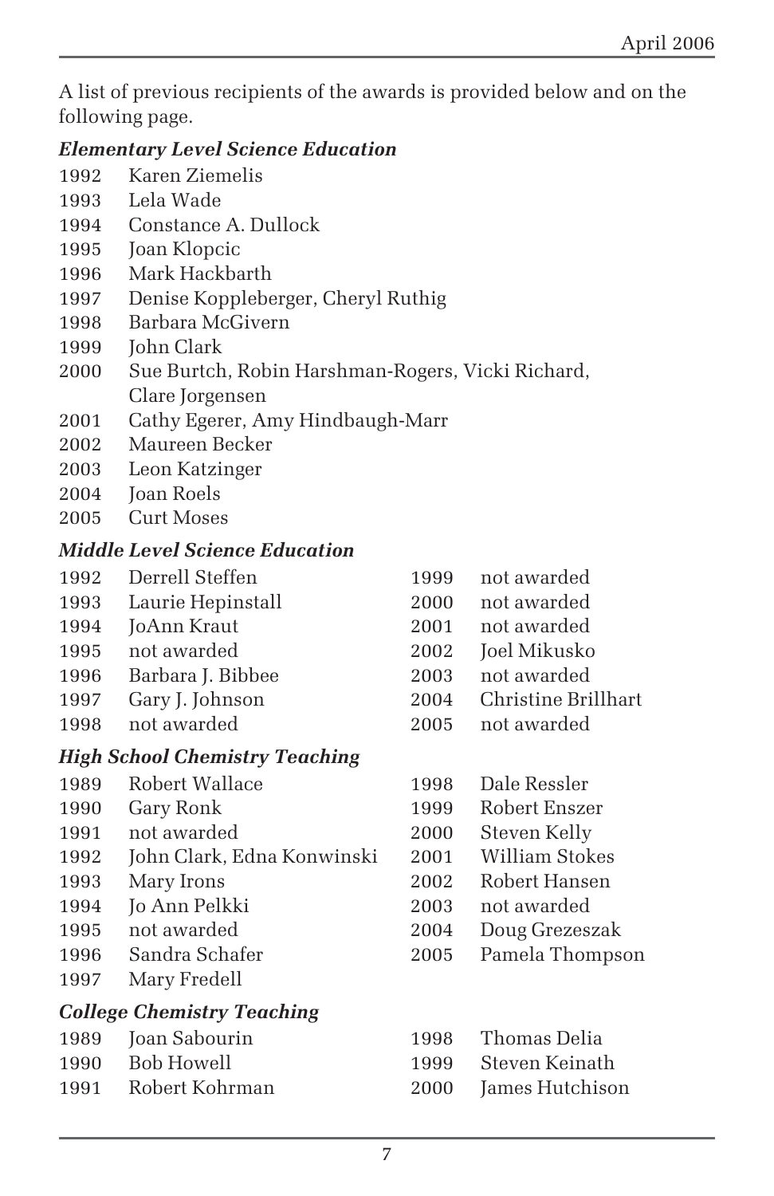A list of previous recipients of the awards is provided below and on the following page.

***Elementary Level Science Education***

1992 Karen Ziemelis
1993 Lela Wade
1994 Constance A. Dullock
1995 Joan Klopcic
1996 Mark Hackbarth
1997 Denise Koppleberger, Cheryl Ruthig
1998 Barbara McGivern
1999 John Clark
2000 Sue Burtch, Robin Harshman-Rogers, Vicki Richard, Clare Jorgensen
2001 Cathy Egerer, Amy Hindbaugh-Marr
2002 Maureen Becker
2003 Leon Katzinger
2004 Joan Roels
2005 Curt Moses

***Middle Level Science Education***

1992 Derrell Steffen
1993 Laurie Hepinstall
1994 JoAnn Kraut
1995 not awarded
1996 Barbara J. Bibbee
1997 Gary J. Johnson
1998 not awarded
1999 not awarded
2000 not awarded
2001 not awarded
2002 Joel Mikusko
2003 not awarded
2004 Christine Brillhart
2005 not awarded

***High School Chemistry Teaching***

1989 Robert Wallace
1990 Gary Ronk
1991 not awarded
1992 John Clark, Edna Konwinski
1993 Mary Irons
1994 Jo Ann Pelkki
1995 not awarded
1996 Sandra Schafer
1997 Mary Fredell
1998 Dale Ressler
1999 Robert Enszer
2000 Steven Kelly
2001 William Stokes
2002 Robert Hansen
2003 not awarded
2004 Doug Grezeszak
2005 Pamela Thompson

***College Chemistry Teaching***

1989 Joan Sabourin
1990 Bob Howell
1991 Robert Kohrman
1998 Thomas Delia
1999 Steven Keinath
2000 James Hutchison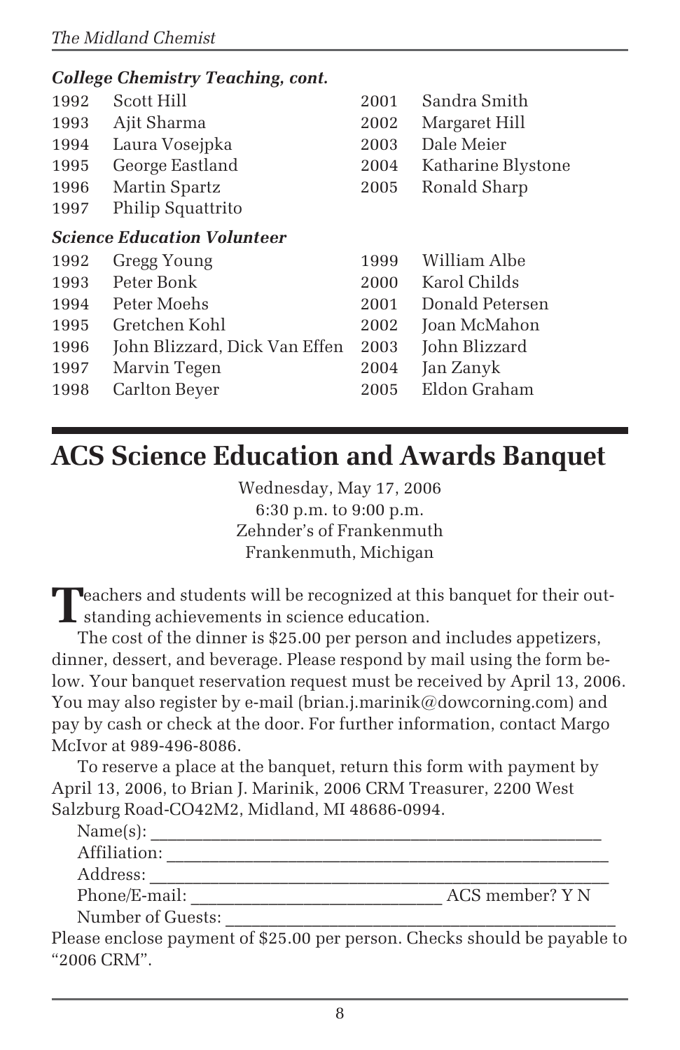### *College Chemistry Teaching, cont.*

| | |
|---|---|
| 1992 | Scott Hill |
| 1993 | Ajit Sharma |
| 1994 | Laura Vosejpka |
| 1995 | George Eastland |
| 1996 | Martin Spartz |
| 1997 | Philip Squattrito |
| 2001 | Sandra Smith |
| 2002 | Margaret Hill |
| 2003 | Dale Meier |
| 2004 | Katharine Blystone |
| 2005 | Ronald Sharp |

### *Science Education Volunteer*

| | |
|---|---|
| 1992 | Gregg Young |
| 1993 | Peter Bonk |
| 1994 | Peter Moehs |
| 1995 | Gretchen Kohl |
| 1996 | John Blizzard, Dick Van Effen |
| 1997 | Marvin Tegen |
| 1998 | Carlton Beyer |
| 1999 | William Albe |
| 2000 | Karol Childs |
| 2001 | Donald Petersen |
| 2002 | Joan McMahon |
| 2003 | John Blizzard |
| 2004 | Jan Zanyk |
| 2005 | Eldon Graham |

# ACS Science Education and Awards Banquet

Wednesday, May 17, 2006
6:30 p.m. to 9:00 p.m.
Zehnder's of Frankenmuth
Frankenmuth, Michigan

Teachers and students will be recognized at this banquet for their outstanding achievements in science education.

The cost of the dinner is $25.00 per person and includes appetizers, dinner, dessert, and beverage. Please respond by mail using the form below. Your banquet reservation request must be received by April 13, 2006. You may also register by e-mail (brian.j.marinik@dowcorning.com) and pay by cash or check at the door. For further information, contact Margo McIvor at 989-496-8086.

To reserve a place at the banquet, return this form with payment by April 13, 2006, to Brian J. Marinik, 2006 CRM Treasurer, 2200 West Salzburg Road-CO42M2, Midland, MI 48686-0994.

Name(s): ______________________________________________

Affiliation: ____________________________________________

Address: ______________________________________________

Phone/E-mail: ___________________________ ACS member? Y N

Number of Guests: ______________________________________

Please enclose payment of $25.00 per person. Checks should be payable to "2006 CRM".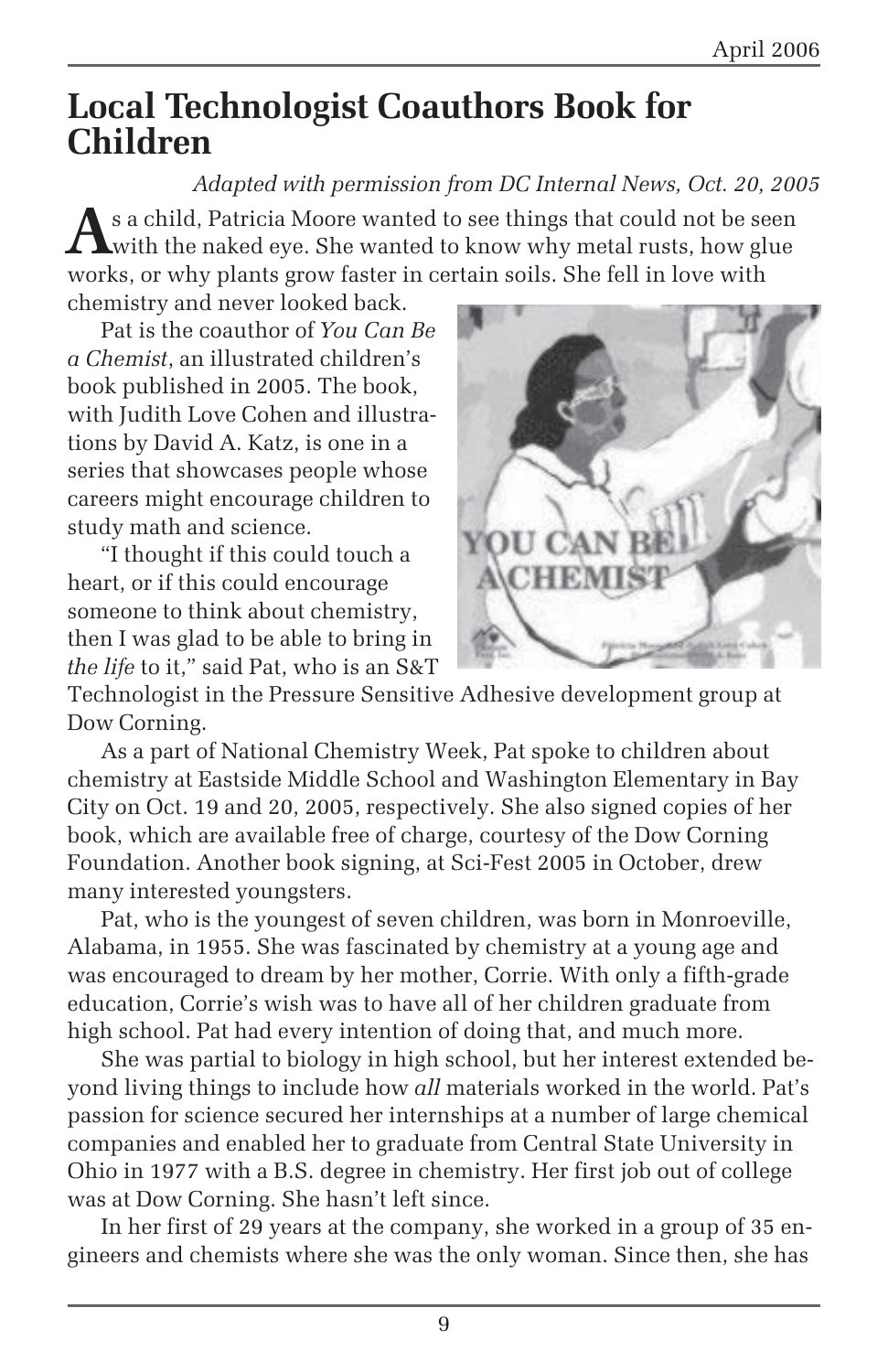# Local Technologist Coauthors Book for Children

*Adapted with permission from DC Internal News, Oct. 20, 2005*

As a child, Patricia Moore wanted to see things that could not be seen with the naked eye. She wanted to know why metal rusts, how glue works, or why plants grow faster in certain soils. She fell in love with chemistry and never looked back.

Pat is the coauthor of *You Can Be a Chemist*, an illustrated children's book published in 2005. The book, with Judith Love Cohen and illustrations by David A. Katz, is one in a series that showcases people whose careers might encourage children to study math and science.

"I thought if this could touch a heart, or if this could encourage someone to think about chemistry, then I was glad to be able to bring in *the life* to it," said Pat, who is an S&T Technologist in the Pressure Sensitive Adhesive development group at Dow Corning.

As a part of National Chemistry Week, Pat spoke to children about chemistry at Eastside Middle School and Washington Elementary in Bay City on Oct. 19 and 20, 2005, respectively. She also signed copies of her book, which are available free of charge, courtesy of the Dow Corning Foundation. Another book signing, at Sci-Fest 2005 in October, drew many interested youngsters.

Pat, who is the youngest of seven children, was born in Monroeville, Alabama, in 1955. She was fascinated by chemistry at a young age and was encouraged to dream by her mother, Corrie. With only a fifth-grade education, Corrie's wish was to have all of her children graduate from high school. Pat had every intention of doing that, and much more.

She was partial to biology in high school, but her interest extended beyond living things to include how *all* materials worked in the world. Pat's passion for science secured her internships at a number of large chemical companies and enabled her to graduate from Central State University in Ohio in 1977 with a B.S. degree in chemistry. Her first job out of college was at Dow Corning. She hasn't left since.

In her first of 29 years at the company, she worked in a group of 35 engineers and chemists where she was the only woman. Since then, she has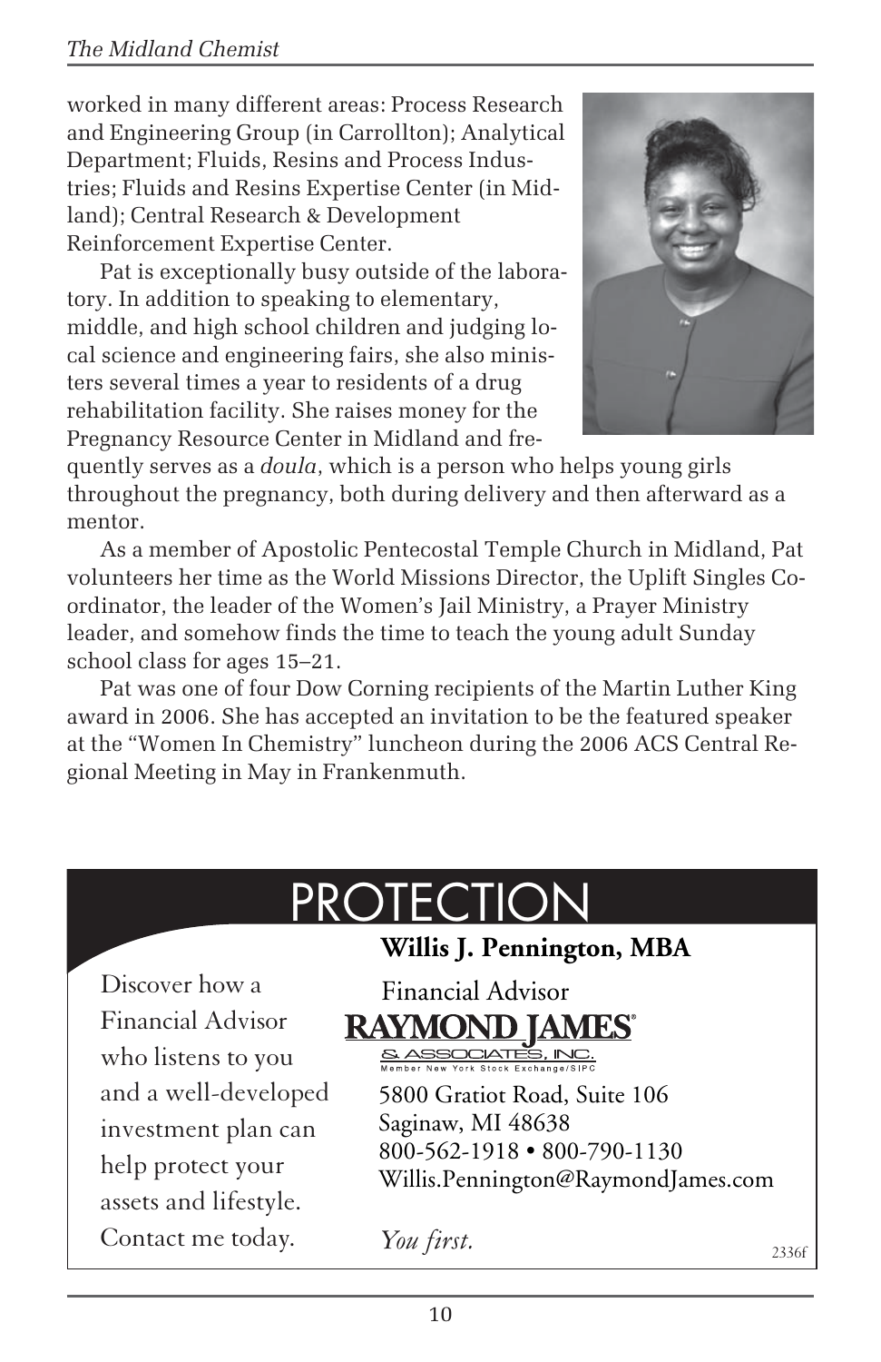worked in many different areas: Process Research and Engineering Group (in Carrollton); Analytical Department; Fluids, Resins and Process Industries; Fluids and Resins Expertise Center (in Midland); Central Research & Development Reinforcement Expertise Center.

Pat is exceptionally busy outside of the laboratory. In addition to speaking to elementary, middle, and high school children and judging local science and engineering fairs, she also ministers several times a year to residents of a drug rehabilitation facility. She raises money for the Pregnancy Resource Center in Midland and frequently serves as a *doula*, which is a person who helps young girls throughout the pregnancy, both during delivery and then afterward as a mentor.

As a member of Apostolic Pentecostal Temple Church in Midland, Pat volunteers her time as the World Missions Director, the Uplift Singles Coordinator, the leader of the Women's Jail Ministry, a Prayer Ministry leader, and somehow finds the time to teach the young adult Sunday school class for ages 15–21.

Pat was one of four Dow Corning recipients of the Martin Luther King award in 2006. She has accepted an invitation to be the featured speaker at the "Women In Chemistry" luncheon during the 2006 ACS Central Regional Meeting in May in Frankenmuth.

# PROTECTION

Discover how a Financial Advisor who listens to you and a well-developed investment plan can help protect your assets and lifestyle. Contact me today.

**Willis J. Pennington, MBA**

Financial Advisor

**RAYMOND JAMES®**
& ASSOCIATES, INC.
Member New York Stock Exchange/SIPC

5800 Gratiot Road, Suite 106
Saginaw, MI 48638
800-562-1918 • 800-790-1130
Willis.Pennington@RaymondJames.com

*You first.*

2336f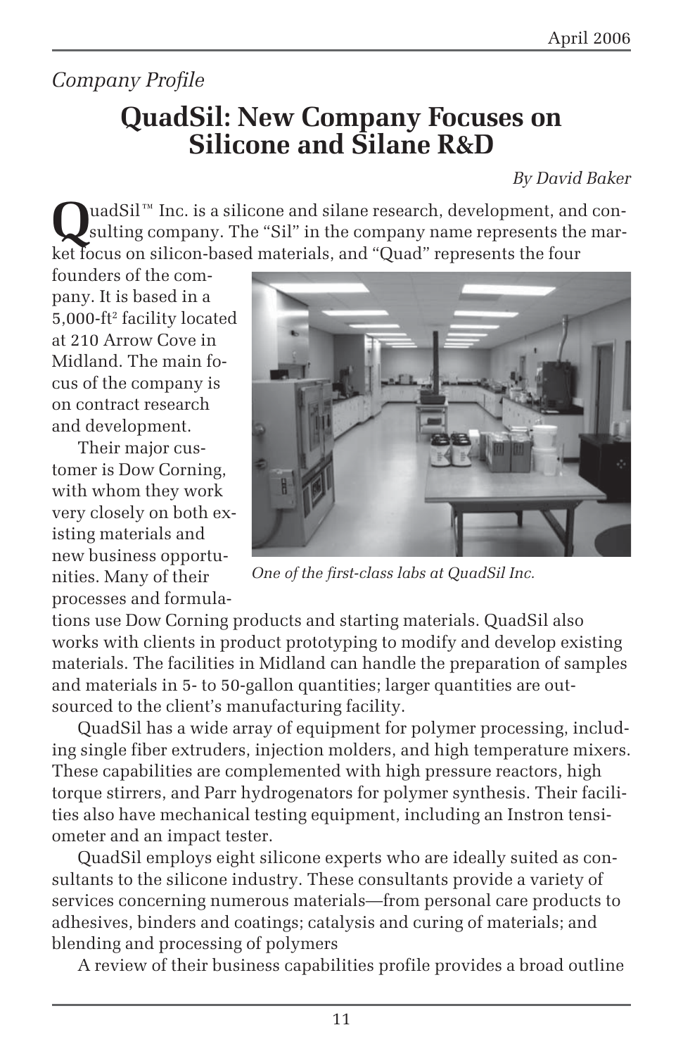*Company Profile*

# QuadSil: New Company Focuses on Silicone and Silane R&D

*By David Baker*

QuadSil™ Inc. is a silicone and silane research, development, and consulting company. The "Sil" in the company name represents the market focus on silicon-based materials, and "Quad" represents the four founders of the company. It is based in a 5,000-ft$^2$ facility located at 210 Arrow Cove in Midland. The main focus of the company is on contract research and development.

Their major customer is Dow Corning, with whom they work very closely on both existing materials and new business opportunities. Many of their processes and formulations use Dow Corning products and starting materials. QuadSil also works with clients in product prototyping to modify and develop existing materials. The facilities in Midland can handle the preparation of samples and materials in 5- to 50-gallon quantities; larger quantities are outsourced to the client's manufacturing facility.

*One of the first-class labs at QuadSil Inc.*

QuadSil has a wide array of equipment for polymer processing, including single fiber extruders, injection molders, and high temperature mixers. These capabilities are complemented with high pressure reactors, high torque stirrers, and Parr hydrogenators for polymer synthesis. Their facilities also have mechanical testing equipment, including an Instron tensiometer and an impact tester.

QuadSil employs eight silicone experts who are ideally suited as consultants to the silicone industry. These consultants provide a variety of services concerning numerous materials—from personal care products to adhesives, binders and coatings; catalysis and curing of materials; and blending and processing of polymers

A review of their business capabilities profile provides a broad outline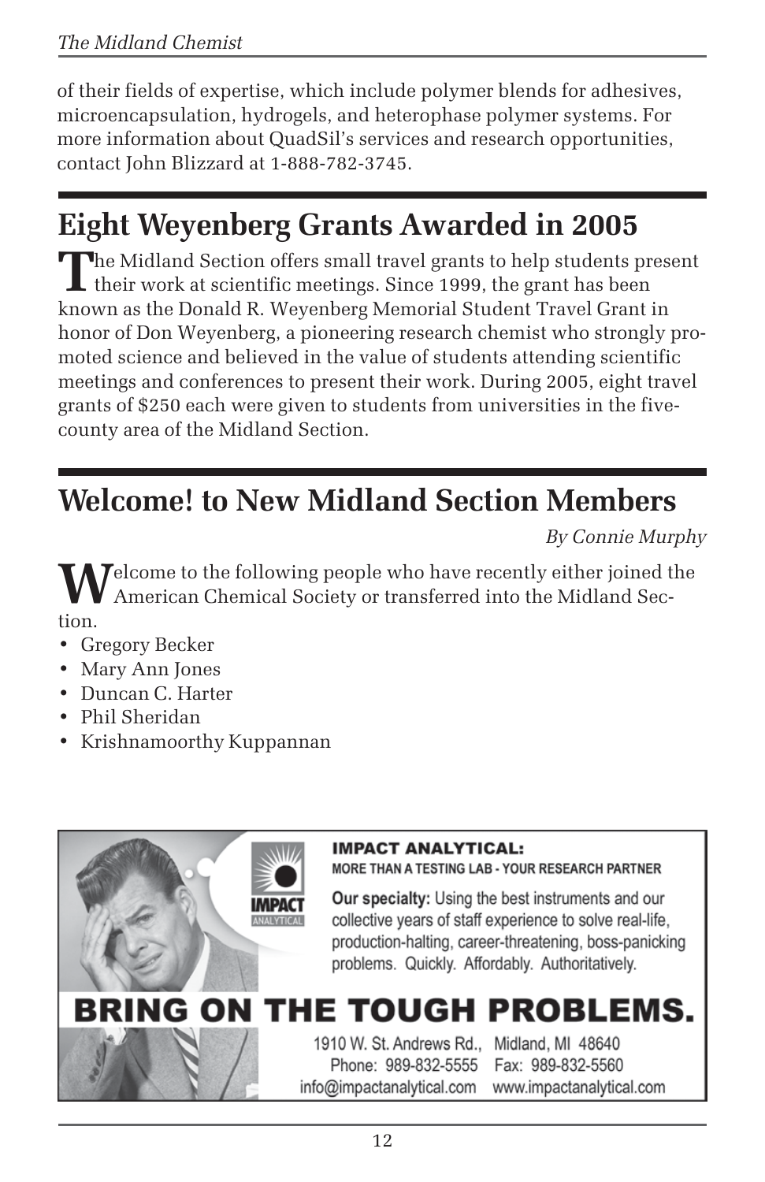of their fields of expertise, which include polymer blends for adhesives, microencapsulation, hydrogels, and heterophase polymer systems. For more information about QuadSil's services and research opportunities, contact John Blizzard at 1-888-782-3745.

## Eight Weyenberg Grants Awarded in 2005

The Midland Section offers small travel grants to help students present their work at scientific meetings. Since 1999, the grant has been known as the Donald R. Weyenberg Memorial Student Travel Grant in honor of Don Weyenberg, a pioneering research chemist who strongly promoted science and believed in the value of students attending scientific meetings and conferences to present their work. During 2005, eight travel grants of $250 each were given to students from universities in the five-county area of the Midland Section.

## Welcome! to New Midland Section Members

*By Connie Murphy*

Welcome to the following people who have recently either joined the American Chemical Society or transferred into the Midland Section.

- Gregory Becker
- Mary Ann Jones
- Duncan C. Harter
- Phil Sheridan
- Krishnamoorthy Kuppannan

**IMPACT ANALYTICAL:**
**MORE THAN A TESTING LAB - YOUR RESEARCH PARTNER**

**Our specialty:** Using the best instruments and our collective years of staff experience to solve real-life, production-halting, career-threatening, boss-panicking problems. Quickly. Affordably. Authoritatively.

**BRING ON THE TOUGH PROBLEMS.**

1910 W. St. Andrews Rd., Midland, MI 48640
Phone: 989-832-5555 Fax: 989-832-5560
info@impactanalytical.com www.impactanalytical.com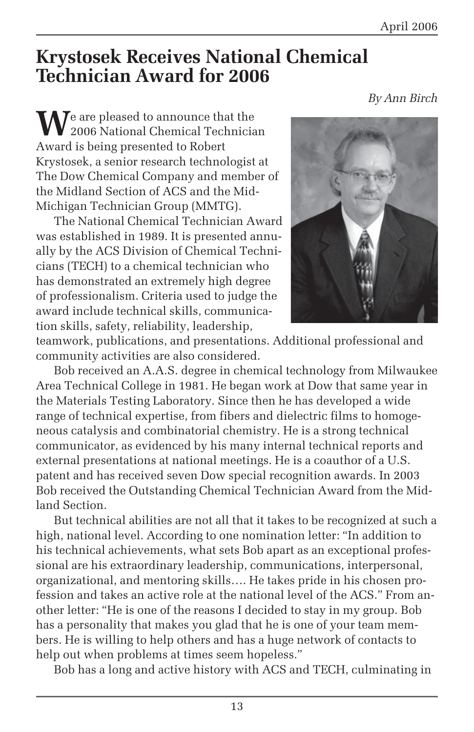# Krystosek Receives National Chemical Technician Award for 2006

*By Ann Birch*

We are pleased to announce that the 2006 National Chemical Technician Award is being presented to Robert Krystosek, a senior research technologist at The Dow Chemical Company and member of the Midland Section of ACS and the Mid-Michigan Technician Group (MMTG).

The National Chemical Technician Award was established in 1989. It is presented annually by the ACS Division of Chemical Technicians (TECH) to a chemical technician who has demonstrated an extremely high degree of professionalism. Criteria used to judge the award include technical skills, communication skills, safety, reliability, leadership, teamwork, publications, and presentations. Additional professional and community activities are also considered.

Bob received an A.A.S. degree in chemical technology from Milwaukee Area Technical College in 1981. He began work at Dow that same year in the Materials Testing Laboratory. Since then he has developed a wide range of technical expertise, from fibers and dielectric films to homogeneous catalysis and combinatorial chemistry. He is a strong technical communicator, as evidenced by his many internal technical reports and external presentations at national meetings. He is a coauthor of a U.S. patent and has received seven Dow special recognition awards. In 2003 Bob received the Outstanding Chemical Technician Award from the Midland Section.

But technical abilities are not all that it takes to be recognized at such a high, national level. According to one nomination letter: "In addition to his technical achievements, what sets Bob apart as an exceptional professional are his extraordinary leadership, communications, interpersonal, organizational, and mentoring skills…. He takes pride in his chosen profession and takes an active role at the national level of the ACS." From another letter: "He is one of the reasons I decided to stay in my group. Bob has a personality that makes you glad that he is one of your team members. He is willing to help others and has a huge network of contacts to help out when problems at times seem hopeless."

Bob has a long and active history with ACS and TECH, culminating in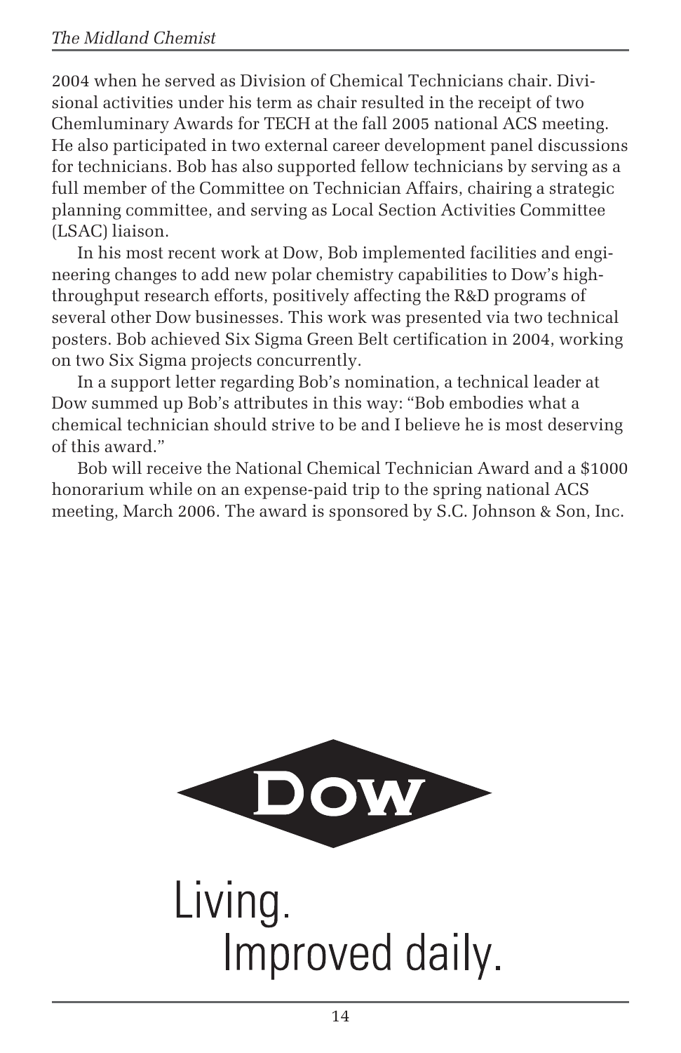2004 when he served as Division of Chemical Technicians chair. Divisional activities under his term as chair resulted in the receipt of two Chemluminary Awards for TECH at the fall 2005 national ACS meeting. He also participated in two external career development panel discussions for technicians. Bob has also supported fellow technicians by serving as a full member of the Committee on Technician Affairs, chairing a strategic planning committee, and serving as Local Section Activities Committee (LSAC) liaison.

In his most recent work at Dow, Bob implemented facilities and engineering changes to add new polar chemistry capabilities to Dow's high-throughput research efforts, positively affecting the R&D programs of several other Dow businesses. This work was presented via two technical posters. Bob achieved Six Sigma Green Belt certification in 2004, working on two Six Sigma projects concurrently.

In a support letter regarding Bob's nomination, a technical leader at Dow summed up Bob's attributes in this way: "Bob embodies what a chemical technician should strive to be and I believe he is most deserving of this award."

Bob will receive the National Chemical Technician Award and a $1000 honorarium while on an expense-paid trip to the spring national ACS meeting, March 2006. The award is sponsored by S.C. Johnson & Son, Inc.

DOW

Living.
Improved daily.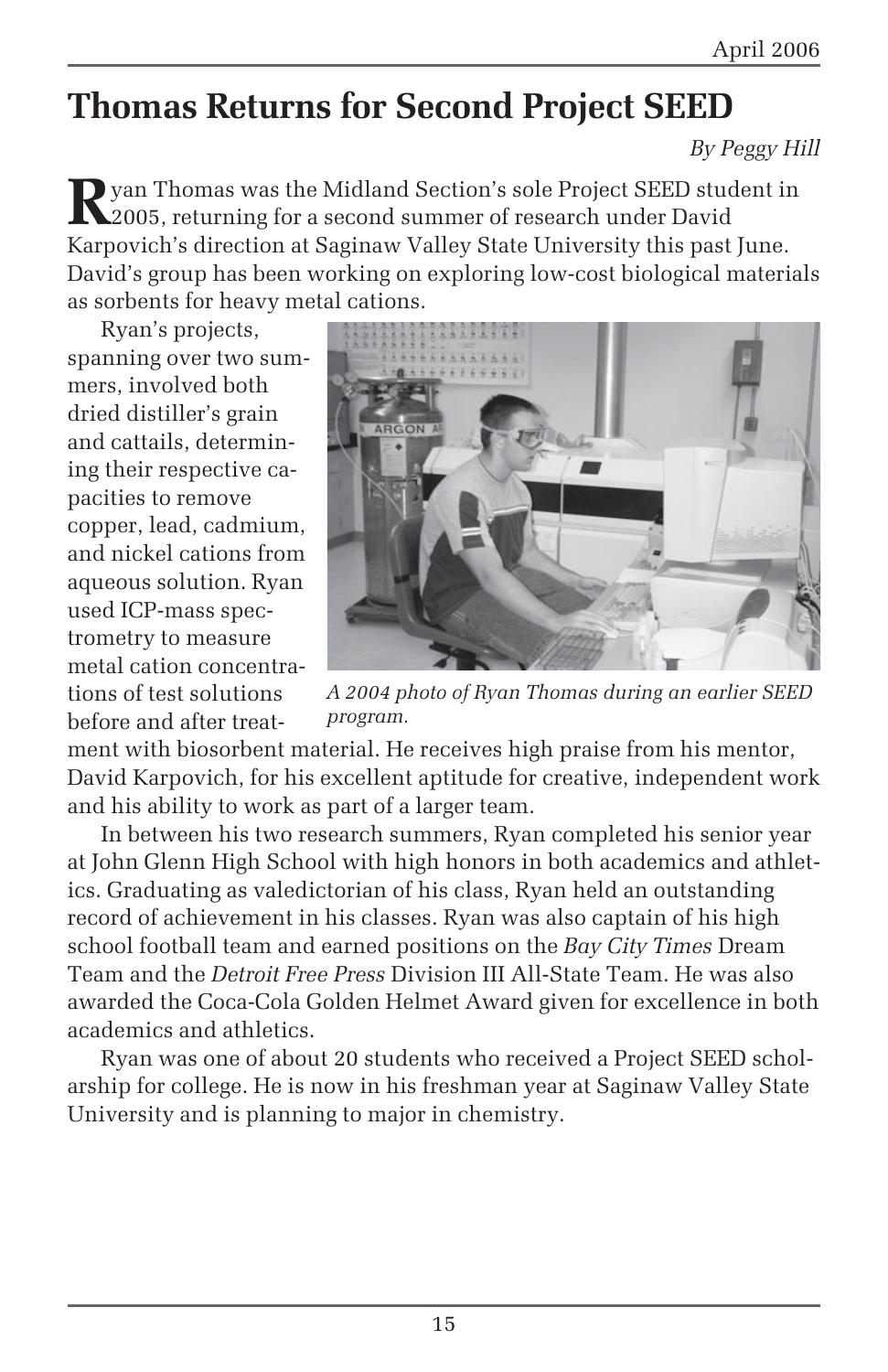# Thomas Returns for Second Project SEED

*By Peggy Hill*

Ryan Thomas was the Midland Section's sole Project SEED student in 2005, returning for a second summer of research under David Karpovich's direction at Saginaw Valley State University this past June. David's group has been working on exploring low-cost biological materials as sorbents for heavy metal cations.

Ryan's projects, spanning over two summers, involved both dried distiller's grain and cattails, determining their respective capacities to remove copper, lead, cadmium, and nickel cations from aqueous solution. Ryan used ICP-mass spectrometry to measure metal cation concentrations of test solutions before and after treatment with biosorbent material. He receives high praise from his mentor, David Karpovich, for his excellent aptitude for creative, independent work and his ability to work as part of a larger team.

*A 2004 photo of Ryan Thomas during an earlier SEED program.*

In between his two research summers, Ryan completed his senior year at John Glenn High School with high honors in both academics and athletics. Graduating as valedictorian of his class, Ryan held an outstanding record of achievement in his classes. Ryan was also captain of his high school football team and earned positions on the *Bay City Times* Dream Team and the *Detroit Free Press* Division III All-State Team. He was also awarded the Coca-Cola Golden Helmet Award given for excellence in both academics and athletics.

Ryan was one of about 20 students who received a Project SEED scholarship for college. He is now in his freshman year at Saginaw Valley State University and is planning to major in chemistry.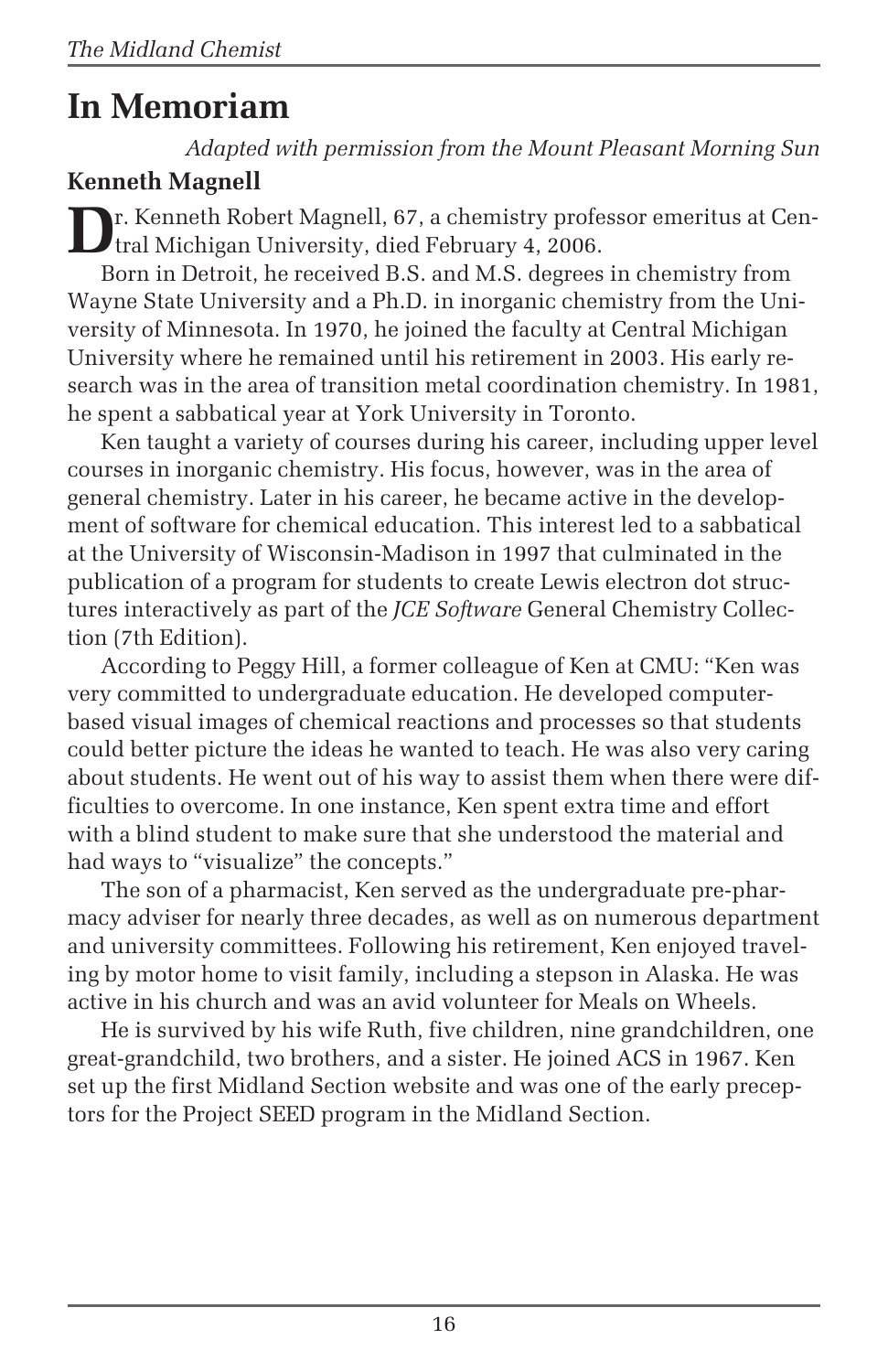# In Memoriam

*Adapted with permission from the Mount Pleasant Morning Sun*

**Kenneth Magnell**

Dr. Kenneth Robert Magnell, 67, a chemistry professor emeritus at Central Michigan University, died February 4, 2006.

Born in Detroit, he received B.S. and M.S. degrees in chemistry from Wayne State University and a Ph.D. in inorganic chemistry from the University of Minnesota. In 1970, he joined the faculty at Central Michigan University where he remained until his retirement in 2003. His early research was in the area of transition metal coordination chemistry. In 1981, he spent a sabbatical year at York University in Toronto.

Ken taught a variety of courses during his career, including upper level courses in inorganic chemistry. His focus, however, was in the area of general chemistry. Later in his career, he became active in the development of software for chemical education. This interest led to a sabbatical at the University of Wisconsin-Madison in 1997 that culminated in the publication of a program for students to create Lewis electron dot structures interactively as part of the *JCE Software* General Chemistry Collection (7th Edition).

According to Peggy Hill, a former colleague of Ken at CMU: "Ken was very committed to undergraduate education. He developed computer-based visual images of chemical reactions and processes so that students could better picture the ideas he wanted to teach. He was also very caring about students. He went out of his way to assist them when there were difficulties to overcome. In one instance, Ken spent extra time and effort with a blind student to make sure that she understood the material and had ways to "visualize" the concepts."

The son of a pharmacist, Ken served as the undergraduate pre-pharmacy adviser for nearly three decades, as well as on numerous department and university committees. Following his retirement, Ken enjoyed traveling by motor home to visit family, including a stepson in Alaska. He was active in his church and was an avid volunteer for Meals on Wheels.

He is survived by his wife Ruth, five children, nine grandchildren, one great-grandchild, two brothers, and a sister. He joined ACS in 1967. Ken set up the first Midland Section website and was one of the early preceptors for the Project SEED program in the Midland Section.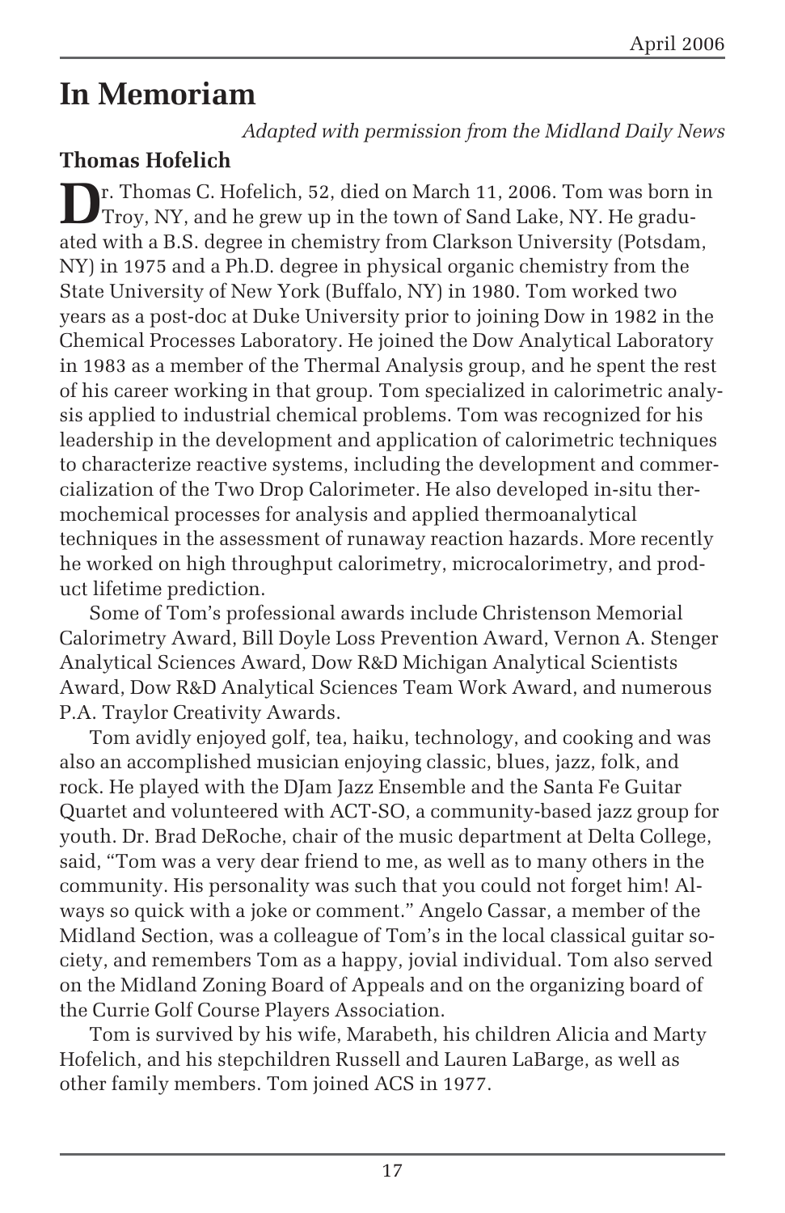# In Memoriam

*Adapted with permission from the Midland Daily News*

### Thomas Hofelich

Dr. Thomas C. Hofelich, 52, died on March 11, 2006. Tom was born in Troy, NY, and he grew up in the town of Sand Lake, NY. He graduated with a B.S. degree in chemistry from Clarkson University (Potsdam, NY) in 1975 and a Ph.D. degree in physical organic chemistry from the State University of New York (Buffalo, NY) in 1980. Tom worked two years as a post-doc at Duke University prior to joining Dow in 1982 in the Chemical Processes Laboratory. He joined the Dow Analytical Laboratory in 1983 as a member of the Thermal Analysis group, and he spent the rest of his career working in that group. Tom specialized in calorimetric analysis applied to industrial chemical problems. Tom was recognized for his leadership in the development and application of calorimetric techniques to characterize reactive systems, including the development and commercialization of the Two Drop Calorimeter. He also developed in-situ thermochemical processes for analysis and applied thermoanalytical techniques in the assessment of runaway reaction hazards. More recently he worked on high throughput calorimetry, microcalorimetry, and product lifetime prediction.

Some of Tom's professional awards include Christenson Memorial Calorimetry Award, Bill Doyle Loss Prevention Award, Vernon A. Stenger Analytical Sciences Award, Dow R&D Michigan Analytical Scientists Award, Dow R&D Analytical Sciences Team Work Award, and numerous P.A. Traylor Creativity Awards.

Tom avidly enjoyed golf, tea, haiku, technology, and cooking and was also an accomplished musician enjoying classic, blues, jazz, folk, and rock. He played with the DJam Jazz Ensemble and the Santa Fe Guitar Quartet and volunteered with ACT-SO, a community-based jazz group for youth. Dr. Brad DeRoche, chair of the music department at Delta College, said, "Tom was a very dear friend to me, as well as to many others in the community. His personality was such that you could not forget him! Always so quick with a joke or comment." Angelo Cassar, a member of the Midland Section, was a colleague of Tom's in the local classical guitar society, and remembers Tom as a happy, jovial individual. Tom also served on the Midland Zoning Board of Appeals and on the organizing board of the Currie Golf Course Players Association.

Tom is survived by his wife, Marabeth, his children Alicia and Marty Hofelich, and his stepchildren Russell and Lauren LaBarge, as well as other family members. Tom joined ACS in 1977.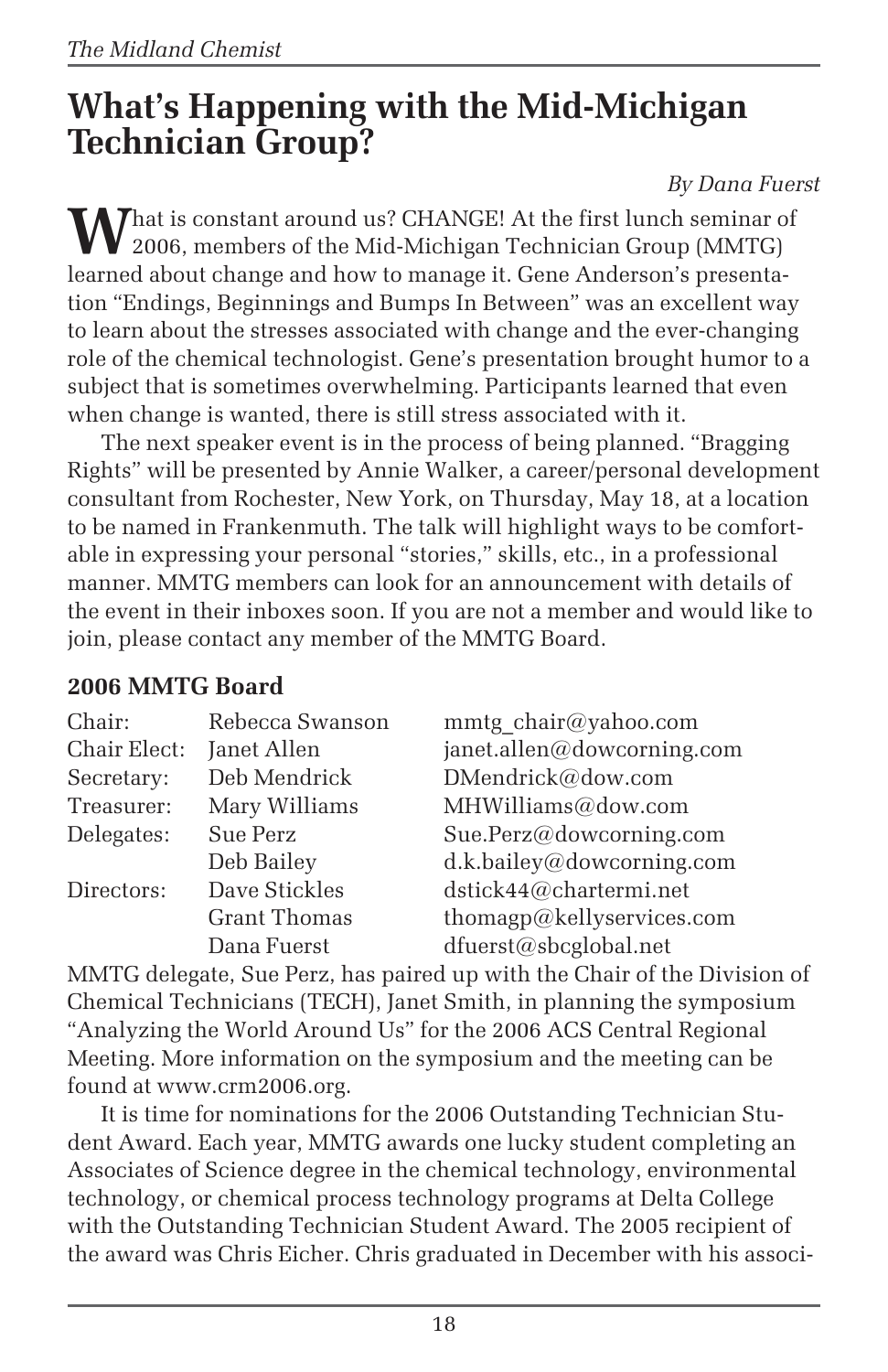# What's Happening with the Mid-Michigan Technician Group?

*By Dana Fuerst*

What is constant around us? CHANGE! At the first lunch seminar of 2006, members of the Mid-Michigan Technician Group (MMTG) learned about change and how to manage it. Gene Anderson's presentation "Endings, Beginnings and Bumps In Between" was an excellent way to learn about the stresses associated with change and the ever-changing role of the chemical technologist. Gene's presentation brought humor to a subject that is sometimes overwhelming. Participants learned that even when change is wanted, there is still stress associated with it.

The next speaker event is in the process of being planned. "Bragging Rights" will be presented by Annie Walker, a career/personal development consultant from Rochester, New York, on Thursday, May 18, at a location to be named in Frankenmuth. The talk will highlight ways to be comfortable in expressing your personal "stories," skills, etc., in a professional manner. MMTG members can look for an announcement with details of the event in their inboxes soon. If you are not a member and would like to join, please contact any member of the MMTG Board.

**2006 MMTG Board**

| | | |
|---|---|---|
| Chair: | Rebecca Swanson | mmtg_chair@yahoo.com |
| Chair Elect: | Janet Allen | janet.allen@dowcorning.com |
| Secretary: | Deb Mendrick | DMendrick@dow.com |
| Treasurer: | Mary Williams | MHWilliams@dow.com |
| Delegates: | Sue Perz | Sue.Perz@dowcorning.com |
| | Deb Bailey | d.k.bailey@dowcorning.com |
| Directors: | Dave Stickles | dstick44@chartermi.net |
| | Grant Thomas | thomagp@kellyservices.com |
| | Dana Fuerst | dfuerst@sbcglobal.net |

MMTG delegate, Sue Perz, has paired up with the Chair of the Division of Chemical Technicians (TECH), Janet Smith, in planning the symposium "Analyzing the World Around Us" for the 2006 ACS Central Regional Meeting. More information on the symposium and the meeting can be found at www.crm2006.org.

It is time for nominations for the 2006 Outstanding Technician Student Award. Each year, MMTG awards one lucky student completing an Associates of Science degree in the chemical technology, environmental technology, or chemical process technology programs at Delta College with the Outstanding Technician Student Award. The 2005 recipient of the award was Chris Eicher. Chris graduated in December with his associ-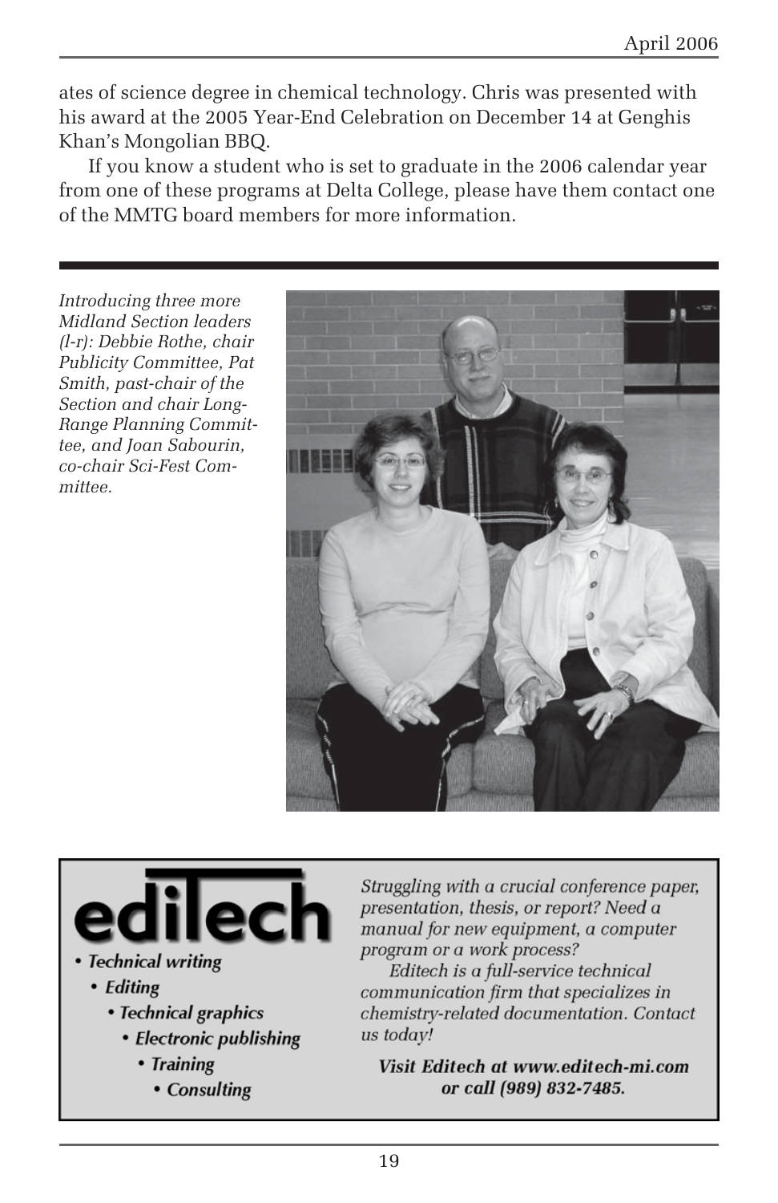ates of science degree in chemical technology. Chris was presented with his award at the 2005 Year-End Celebration on December 14 at Genghis Khan's Mongolian BBQ.

If you know a student who is set to graduate in the 2006 calendar year from one of these programs at Delta College, please have them contact one of the MMTG board members for more information.

---

*Introducing three more Midland Section leaders (l-r): Debbie Rothe, chair Publicity Committee, Pat Smith, past-chair of the Section and chair Long-Range Planning Committee, and Joan Sabourin, co-chair Sci-Fest Committee.*

---

**ediTech**

- *Technical writing*
- *Editing*
- *Technical graphics*
- *Electronic publishing*
- *Training*
- *Consulting*

*Struggling with a crucial conference paper, presentation, thesis, or report? Need a manual for new equipment, a computer program or a work process?*

*Editech is a full-service technical communication firm that specializes in chemistry-related documentation. Contact us today!*

***Visit Editech at www.editech-mi.com or call (989) 832-7485.***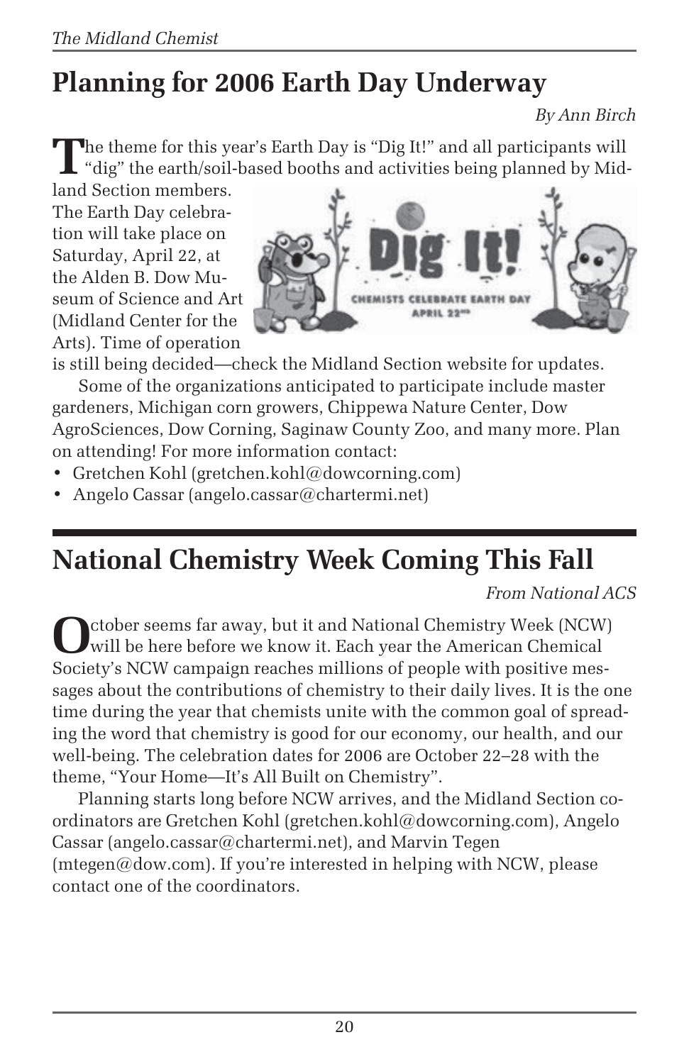# Planning for 2006 Earth Day Underway

*By Ann Birch*

The theme for this year's Earth Day is "Dig It!" and all participants will "dig" the earth/soil-based booths and activities being planned by Midland Section members. The Earth Day celebration will take place on Saturday, April 22, at the Alden B. Dow Museum of Science and Art (Midland Center for the Arts). Time of operation is still being decided—check the Midland Section website for updates.

Some of the organizations anticipated to participate include master gardeners, Michigan corn growers, Chippewa Nature Center, Dow AgroSciences, Dow Corning, Saginaw County Zoo, and many more. Plan on attending! For more information contact:

- Gretchen Kohl (gretchen.kohl@dowcorning.com)
- Angelo Cassar (angelo.cassar@chartermi.net)

# National Chemistry Week Coming This Fall

*From National ACS*

October seems far away, but it and National Chemistry Week (NCW) will be here before we know it. Each year the American Chemical Society's NCW campaign reaches millions of people with positive messages about the contributions of chemistry to their daily lives. It is the one time during the year that chemists unite with the common goal of spreading the word that chemistry is good for our economy, our health, and our well-being. The celebration dates for 2006 are October 22–28 with the theme, "Your Home—It's All Built on Chemistry".

Planning starts long before NCW arrives, and the Midland Section coordinators are Gretchen Kohl (gretchen.kohl@dowcorning.com), Angelo Cassar (angelo.cassar@chartermi.net), and Marvin Tegen (mtegen@dow.com). If you're interested in helping with NCW, please contact one of the coordinators.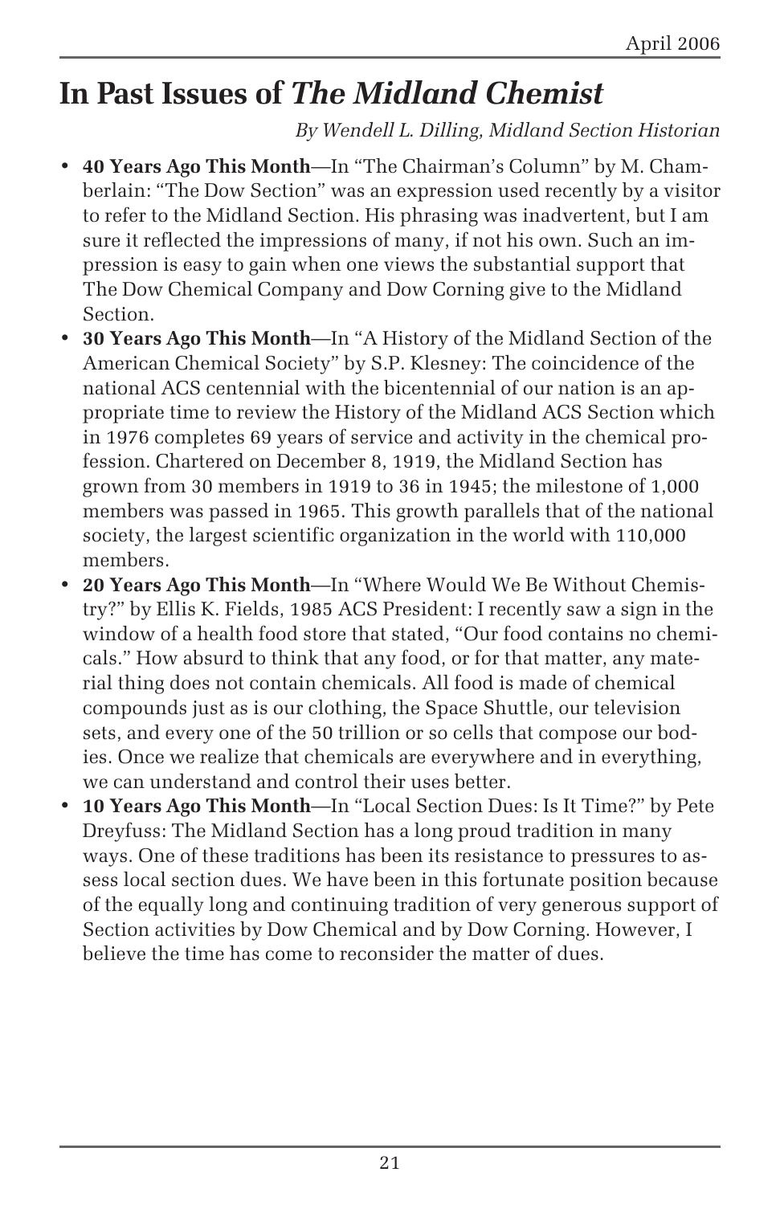# In Past Issues of *The Midland Chemist*

*By Wendell L. Dilling, Midland Section Historian*

- **40 Years Ago This Month**—In "The Chairman's Column" by M. Chamberlain: "The Dow Section" was an expression used recently by a visitor to refer to the Midland Section. His phrasing was inadvertent, but I am sure it reflected the impressions of many, if not his own. Such an impression is easy to gain when one views the substantial support that The Dow Chemical Company and Dow Corning give to the Midland Section.
- **30 Years Ago This Month**—In "A History of the Midland Section of the American Chemical Society" by S.P. Klesney: The coincidence of the national ACS centennial with the bicentennial of our nation is an appropriate time to review the History of the Midland ACS Section which in 1976 completes 69 years of service and activity in the chemical profession. Chartered on December 8, 1919, the Midland Section has grown from 30 members in 1919 to 36 in 1945; the milestone of 1,000 members was passed in 1965. This growth parallels that of the national society, the largest scientific organization in the world with 110,000 members.
- **20 Years Ago This Month**—In "Where Would We Be Without Chemistry?" by Ellis K. Fields, 1985 ACS President: I recently saw a sign in the window of a health food store that stated, "Our food contains no chemicals." How absurd to think that any food, or for that matter, any material thing does not contain chemicals. All food is made of chemical compounds just as is our clothing, the Space Shuttle, our television sets, and every one of the 50 trillion or so cells that compose our bodies. Once we realize that chemicals are everywhere and in everything, we can understand and control their uses better.
- **10 Years Ago This Month**—In "Local Section Dues: Is It Time?" by Pete Dreyfuss: The Midland Section has a long proud tradition in many ways. One of these traditions has been its resistance to pressures to assess local section dues. We have been in this fortunate position because of the equally long and continuing tradition of very generous support of Section activities by Dow Chemical and by Dow Corning. However, I believe the time has come to reconsider the matter of dues.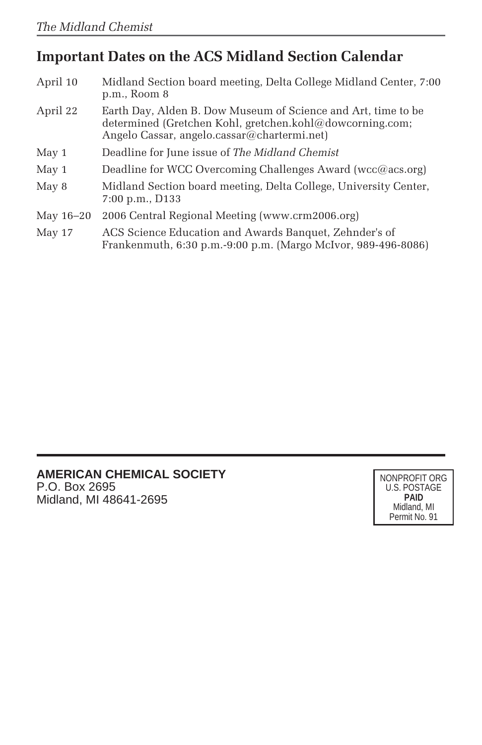## Important Dates on the ACS Midland Section Calendar

| | |
|---|---|
| April 10 | Midland Section board meeting, Delta College Midland Center, 7:00 p.m., Room 8 |
| April 22 | Earth Day, Alden B. Dow Museum of Science and Art, time to be determined (Gretchen Kohl, gretchen.kohl@dowcorning.com; Angelo Cassar, angelo.cassar@chartermi.net) |
| May 1 | Deadline for June issue of *The Midland Chemist* |
| May 1 | Deadline for WCC Overcoming Challenges Award (wcc@acs.org) |
| May 8 | Midland Section board meeting, Delta College, University Center, 7:00 p.m., D133 |
| May 16–20 | 2006 Central Regional Meeting (www.crm2006.org) |
| May 17 | ACS Science Education and Awards Banquet, Zehnder's of Frankenmuth, 6:30 p.m.-9:00 p.m. (Margo McIvor, 989-496-8086) |

---

**AMERICAN CHEMICAL SOCIETY**
P.O. Box 2695
Midland, MI 48641-2695

NONPROFIT ORG
U.S. POSTAGE
**PAID**
Midland, MI
Permit No. 91